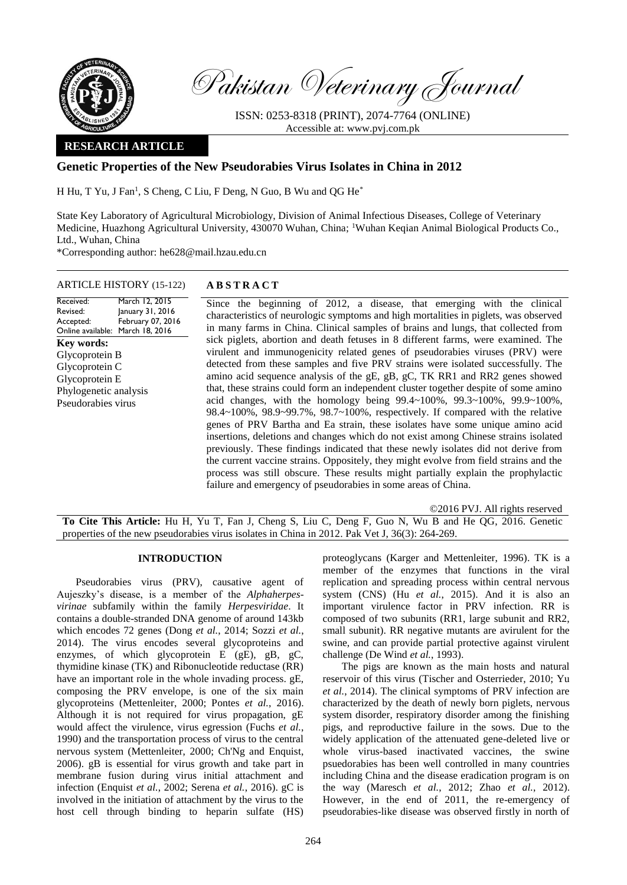Pakistan Veterinary Journal

ISSN: 0253-8318 (PRINT), 2074-7764 (ONLINE)
Accessible at: www.pvj.com.pk

**RESEARCH ARTICLE**

# Genetic Properties of the New Pseudorabies Virus Isolates in China in 2012

H Hu, T Yu, J Fan[1], S Cheng, C Liu, F Deng, N Guo, B Wu and QG He*

State Key Laboratory of Agricultural Microbiology, Division of Animal Infectious Diseases, College of Veterinary Medicine, Huazhong Agricultural University, 430070 Wuhan, China; [1]Wuhan Keqian Animal Biological Products Co., Ltd., Wuhan, China

*Corresponding author: he628@mail.hzau.edu.cn

**ARTICLE HISTORY (15-122)**

| | |
|---|---|
| Received: | March 12, 2015 |
| Revised: | January 31, 2016 |
| Accepted: | February 07, 2016 |
| Online available: | March 18, 2016 |

**Key words:**
Glycoprotein B
Glycoprotein C
Glycoprotein E
Phylogenetic analysis
Pseudorabies virus

**ABSTRACT**

Since the beginning of 2012, a disease, that emerging with the clinical characteristics of neurologic symptoms and high mortalities in piglets, was observed in many farms in China. Clinical samples of brains and lungs, that collected from sick piglets, abortion and death fetuses in 8 different farms, were examined. The virulent and immunogenicity related genes of pseudorabies viruses (PRV) were detected from these samples and five PRV strains were isolated successfully. The amino acid sequence analysis of the gE, gB, gC, TK RR1 and RR2 genes showed that, these strains could form an independent cluster together despite of some amino acid changes, with the homology being 99.4~100%, 99.3~100%, 99.9~100%, 98.4~100%, 98.9~99.7%, 98.7~100%, respectively. If compared with the relative genes of PRV Bartha and Ea strain, these isolates have some unique amino acid insertions, deletions and changes which do not exist among Chinese strains isolated previously. These findings indicated that these newly isolates did not derive from the current vaccine strains. Oppositely, they might evolve from field strains and the process was still obscure. These results might partially explain the prophylactic failure and emergency of pseudorabies in some areas of China.

©2016 PVJ. All rights reserved

**To Cite This Article:** Hu H, Yu T, Fan J, Cheng S, Liu C, Deng F, Guo N, Wu B and He QG, 2016. Genetic properties of the new pseudorabies virus isolates in China in 2012. Pak Vet J, 36(3): 264-269.

## INTRODUCTION

Pseudorabies virus (PRV), causative agent of Aujeszky's disease, is a member of the *Alphaherpesvirinae* subfamily within the family *Herpesviridae*. It contains a double-stranded DNA genome of around 143kb which encodes 72 genes (Dong *et al.*, 2014; Sozzi *et al.*, 2014). The virus encodes several glycoproteins and enzymes, of which glycoprotein E (gE), gB, gC, thymidine kinase (TK) and Ribonucleotide reductase (RR) have an important role in the whole invading process. gE, composing the PRV envelope, is one of the six main glycoproteins (Mettenleiter, 2000; Pontes *et al.*, 2016). Although it is not required for virus propagation, gE would affect the virulence, virus egression (Fuchs *et al.*, 1990) and the transportation process of virus to the central nervous system (Mettenleiter, 2000; Ch'Ng and Enquist, 2006). gB is essential for virus growth and take part in membrane fusion during virus initial attachment and infection (Enquist *et al.*, 2002; Serena *et al.*, 2016). gC is involved in the initiation of attachment by the virus to the host cell through binding to heparin sulfate (HS) proteoglycans (Karger and Mettenleiter, 1996). TK is a member of the enzymes that functions in the viral replication and spreading process within central nervous system (CNS) (Hu *et al.*, 2015). And it is also an important virulence factor in PRV infection. RR is composed of two subunits (RR1, large subunit and RR2, small subunit). RR negative mutants are avirulent for the swine, and can provide partial protective against virulent challenge (De Wind *et al.*, 1993).

The pigs are known as the main hosts and natural reservoir of this virus (Tischer and Osterrieder, 2010; Yu *et al.*, 2014). The clinical symptoms of PRV infection are characterized by the death of newly born piglets, nervous system disorder, respiratory disorder among the finishing pigs, and reproductive failure in the sows. Due to the widely application of the attenuated gene-deleted live or whole virus-based inactivated vaccines, the swine psuedorabies has been well controlled in many countries including China and the disease eradication program is on the way (Maresch *et al.*, 2012; Zhao *et al.*, 2012). However, in the end of 2011, the re-emergency of pseudorabies-like disease was observed firstly in north of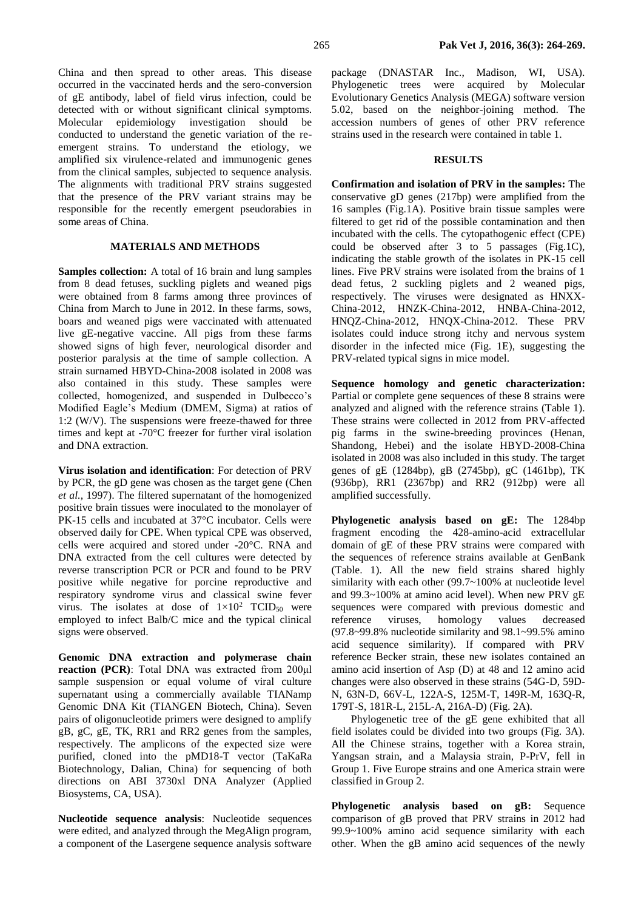China and then spread to other areas. This disease occurred in the vaccinated herds and the sero-conversion of gE antibody, label of field virus infection, could be detected with or without significant clinical symptoms. Molecular epidemiology investigation should be conducted to understand the genetic variation of the re-emergent strains. To understand the etiology, we amplified six virulence-related and immunogenic genes from the clinical samples, subjected to sequence analysis. The alignments with traditional PRV strains suggested that the presence of the PRV variant strains may be responsible for the recently emergent pseudorabies in some areas of China.

## MATERIALS AND METHODS

**Samples collection:** A total of 16 brain and lung samples from 8 dead fetuses, suckling piglets and weaned pigs were obtained from 8 farms among three provinces of China from March to June in 2012. In these farms, sows, boars and weaned pigs were vaccinated with attenuated live gE-negative vaccine. All pigs from these farms showed signs of high fever, neurological disorder and posterior paralysis at the time of sample collection. A strain surnamed HBYD-China-2008 isolated in 2008 was also contained in this study. These samples were collected, homogenized, and suspended in Dulbecco's Modified Eagle's Medium (DMEM, Sigma) at ratios of 1:2 (W/V). The suspensions were freeze-thawed for three times and kept at -70°C freezer for further viral isolation and DNA extraction.

**Virus isolation and identification**: For detection of PRV by PCR, the gD gene was chosen as the target gene (Chen *et al.*, 1997). The filtered supernatant of the homogenized positive brain tissues were inoculated to the monolayer of PK-15 cells and incubated at 37°C incubator. Cells were observed daily for CPE. When typical CPE was observed, cells were acquired and stored under -20°C. RNA and DNA extracted from the cell cultures were detected by reverse transcription PCR or PCR and found to be PRV positive while negative for porcine reproductive and respiratory syndrome virus and classical swine fever virus. The isolates at dose of $1\times10^2$ $TCID_{50}$ were employed to infect Balb/C mice and the typical clinical signs were observed.

**Genomic DNA extraction and polymerase chain reaction (PCR)**: Total DNA was extracted from 200μl sample suspension or equal volume of viral culture supernatant using a commercially available TIANamp Genomic DNA Kit (TIANGEN Biotech, China). Seven pairs of oligonucleotide primers were designed to amplify gB, gC, gE, TK, RR1 and RR2 genes from the samples, respectively. The amplicons of the expected size were purified, cloned into the pMD18-T vector (TaKaRa Biotechnology, Dalian, China) for sequencing of both directions on ABI 3730xl DNA Analyzer (Applied Biosystems, CA, USA).

**Nucleotide sequence analysis**: Nucleotide sequences were edited, and analyzed through the MegAlign program, a component of the Lasergene sequence analysis software package (DNASTAR Inc., Madison, WI, USA). Phylogenetic trees were acquired by Molecular Evolutionary Genetics Analysis (MEGA) software version 5.02, based on the neighbor-joining method. The accession numbers of genes of other PRV reference strains used in the research were contained in table 1.

## RESULTS

**Confirmation and isolation of PRV in the samples:** The conservative gD genes (217bp) were amplified from the 16 samples (Fig.1A). Positive brain tissue samples were filtered to get rid of the possible contamination and then incubated with the cells. The cytopathogenic effect (CPE) could be observed after 3 to 5 passages (Fig.1C), indicating the stable growth of the isolates in PK-15 cell lines. Five PRV strains were isolated from the brains of 1 dead fetus, 2 suckling piglets and 2 weaned pigs, respectively. The viruses were designated as HNXX-China-2012, HNZK-China-2012, HNBA-China-2012, HNQZ-China-2012, HNQX-China-2012. These PRV isolates could induce strong itchy and nervous system disorder in the infected mice (Fig. 1E), suggesting the PRV-related typical signs in mice model.

**Sequence homology and genetic characterization:** Partial or complete gene sequences of these 8 strains were analyzed and aligned with the reference strains (Table 1). These strains were collected in 2012 from PRV-affected pig farms in the swine-breeding provinces (Henan, Shandong, Hebei) and the isolate HBYD-2008-China isolated in 2008 was also included in this study. The target genes of gE (1284bp), gB (2745bp), gC (1461bp), TK (936bp), RR1 (2367bp) and RR2 (912bp) were all amplified successfully.

**Phylogenetic analysis based on gE:** The 1284bp fragment encoding the 428-amino-acid extracellular domain of gE of these PRV strains were compared with the sequences of reference strains available at GenBank (Table. 1). All the new field strains shared highly similarity with each other (99.7~100% at nucleotide level and 99.3~100% at amino acid level). When new PRV gE sequences were compared with previous domestic and reference viruses, homology values decreased (97.8~99.8% nucleotide similarity and 98.1~99.5% amino acid sequence similarity). If compared with PRV reference Becker strain, these new isolates contained an amino acid insertion of Asp (D) at 48 and 12 amino acid changes were also observed in these strains (54G-D, 59D-N, 63N-D, 66V-L, 122A-S, 125M-T, 149R-M, 163Q-R, 179T-S, 181R-L, 215L-A, 216A-D) (Fig. 2A).

Phylogenetic tree of the gE gene exhibited that all field isolates could be divided into two groups (Fig. 3A). All the Chinese strains, together with a Korea strain, Yangsan strain, and a Malaysia strain, P-PrV, fell in Group 1. Five Europe strains and one America strain were classified in Group 2.

**Phylogenetic analysis based on gB:** Sequence comparison of gB proved that PRV strains in 2012 had 99.9~100% amino acid sequence similarity with each other. When the gB amino acid sequences of the newly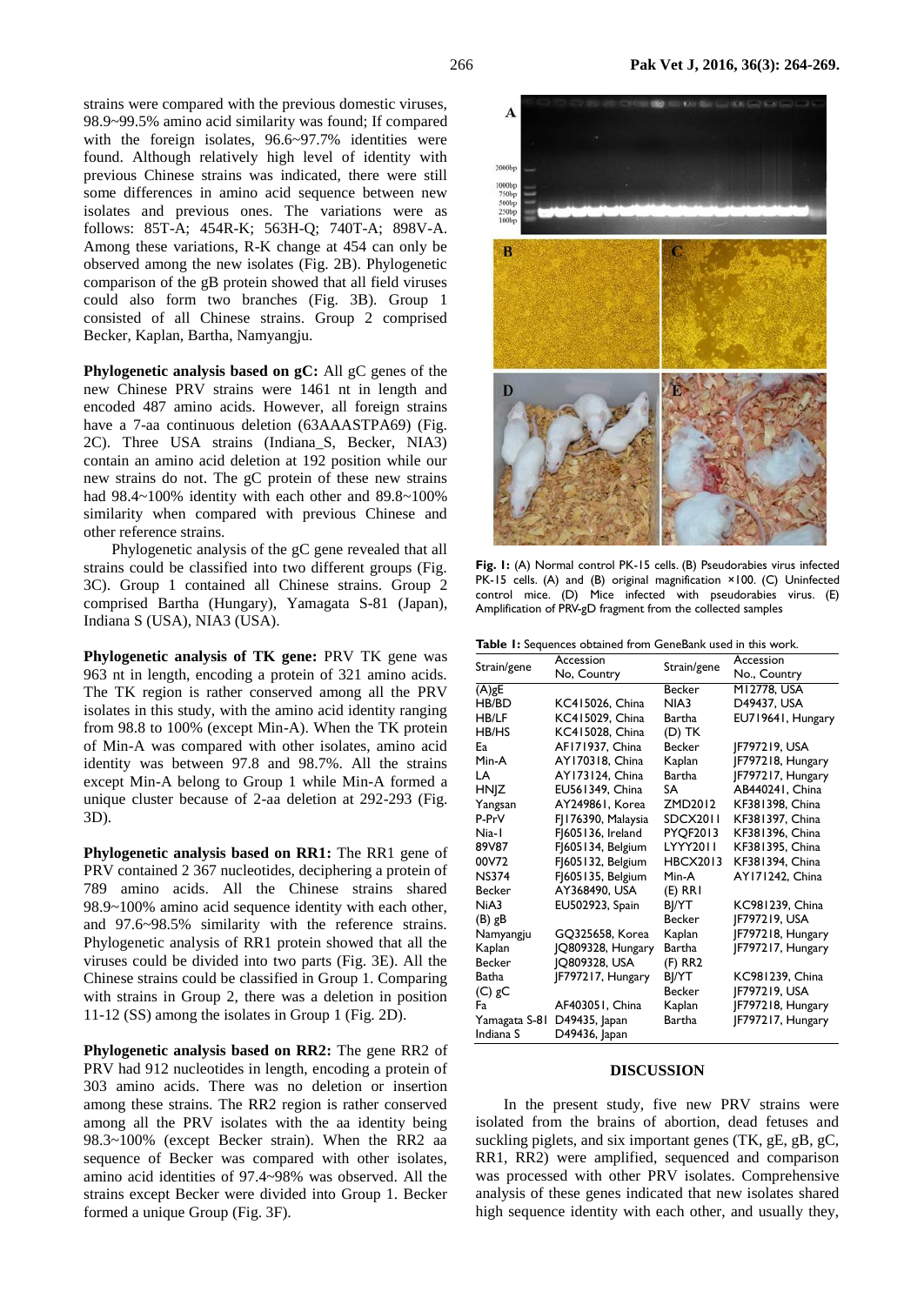strains were compared with the previous domestic viruses, 98.9~99.5% amino acid similarity was found; If compared with the foreign isolates, 96.6~97.7% identities were found. Although relatively high level of identity with previous Chinese strains was indicated, there were still some differences in amino acid sequence between new isolates and previous ones. The variations were as follows: 85T-A; 454R-K; 563H-Q; 740T-A; 898V-A. Among these variations, R-K change at 454 can only be observed among the new isolates (Fig. 2B). Phylogenetic comparison of the gB protein showed that all field viruses could also form two branches (Fig. 3B). Group 1 consisted of all Chinese strains. Group 2 comprised Becker, Kaplan, Bartha, Namyangju.

**Phylogenetic analysis based on gC:** All gC genes of the new Chinese PRV strains were 1461 nt in length and encoded 487 amino acids. However, all foreign strains have a 7-aa continuous deletion (63AAASTPA69) (Fig. 2C). Three USA strains (Indiana_S, Becker, NIA3) contain an amino acid deletion at 192 position while our new strains do not. The gC protein of these new strains had 98.4~100% identity with each other and 89.8~100% similarity when compared with previous Chinese and other reference strains.

Phylogenetic analysis of the gC gene revealed that all strains could be classified into two different groups (Fig. 3C). Group 1 contained all Chinese strains. Group 2 comprised Bartha (Hungary), Yamagata S-81 (Japan), Indiana S (USA), NIA3 (USA).

**Phylogenetic analysis of TK gene:** PRV TK gene was 963 nt in length, encoding a protein of 321 amino acids. The TK region is rather conserved among all the PRV isolates in this study, with the amino acid identity ranging from 98.8 to 100% (except Min-A). When the TK protein of Min-A was compared with other isolates, amino acid identity was between 97.8 and 98.7%. All the strains except Min-A belong to Group 1 while Min-A formed a unique cluster because of 2-aa deletion at 292-293 (Fig. 3D).

**Phylogenetic analysis based on RR1:** The RR1 gene of PRV contained 2 367 nucleotides, deciphering a protein of 789 amino acids. All the Chinese strains shared 98.9~100% amino acid sequence identity with each other, and 97.6~98.5% similarity with the reference strains. Phylogenetic analysis of RR1 protein showed that all the viruses could be divided into two parts (Fig. 3E). All the Chinese strains could be classified in Group 1. Comparing with strains in Group 2, there was a deletion in position 11-12 (SS) among the isolates in Group 1 (Fig. 2D).

**Phylogenetic analysis based on RR2:** The gene RR2 of PRV had 912 nucleotides in length, encoding a protein of 303 amino acids. There was no deletion or insertion among these strains. The RR2 region is rather conserved among all the PRV isolates with the aa identity being 98.3~100% (except Becker strain). When the RR2 aa sequence of Becker was compared with other isolates, amino acid identities of 97.4~98% was observed. All the strains except Becker were divided into Group 1. Becker formed a unique Group (Fig. 3F).

A
2000bp
1000bp
750bp
500bp
250bp
100bp
B
C
D
E

**Fig. 1:** (A) Normal control PK-15 cells. (B) Pseudorabies virus infected PK-15 cells. (A) and (B) original magnification ×100. (C) Uninfected control mice. (D) Mice infected with pseudorabies virus. (E) Amplification of PRV-gD fragment from the collected samples

**Table 1:** Sequences obtained from GeneBank used in this work.

| Strain/gene | Accession No., Country | Strain/gene | Accession No., Country |
|---|---|---|---|
| (A)gE | | Becker | M12778, USA |
| HB/BD | KC415026, China | NIA3 | D49437, USA |
| HB/LF | KC415029, China | Bartha | EU719641, Hungary |
| HB/HS | KC415028, China | (D) TK | |
| Ea | AF171937, China | Becker | JF797219, USA |
| Min-A | AY170318, China | Kaplan | JF797218, Hungary |
| LA | AY173124, China | Bartha | JF797217, Hungary |
| HNJZ | EU561349, China | SA | AB440241, China |
| Yangsan | AY249861, Korea | ZMD2012 | KF381398, China |
| P-PrV | FJ176390, Malaysia | SDCX2011 | KF381397, China |
| Nia-1 | FJ605136, Ireland | PYQF2013 | KF381396, China |
| 89V87 | FJ605134, Belgium | LYYY2011 | KF381395, China |
| 00V72 | FJ605132, Belgium | HBCX2013 | KF381394, China |
| NS374 | FJ605135, Belgium | Min-A | AY171242, China |
| Becker | AY368490, USA | (E) RR1 | |
| NiA3 | EU502923, Spain | BJ/YT | KC981239, China |
| (B) gB | | Becker | JF797219, USA |
| Namyangju | GQ325658, Korea | Kaplan | JF797218, Hungary |
| Kaplan | JQ809328, Hungary | Bartha | JF797217, Hungary |
| Becker | JQ809328, USA | (F) RR2 | |
| Batha | JF797217, Hungary | BJ/YT | KC981239, China |
| (C) gC | | Becker | JF797219, USA |
| Fa | AF403051, China | Kaplan | JF797218, Hungary |
| Yamagata S-81 | D49435, Japan | Bartha | JF797217, Hungary |
| Indiana S | D49436, Japan | | |

## DISCUSSION

In the present study, five new PRV strains were isolated from the brains of abortion, dead fetuses and suckling piglets, and six important genes (TK, gE, gB, gC, RR1, RR2) were amplified, sequenced and comparison was processed with other PRV isolates. Comprehensive analysis of these genes indicated that new isolates shared high sequence identity with each other, and usually they,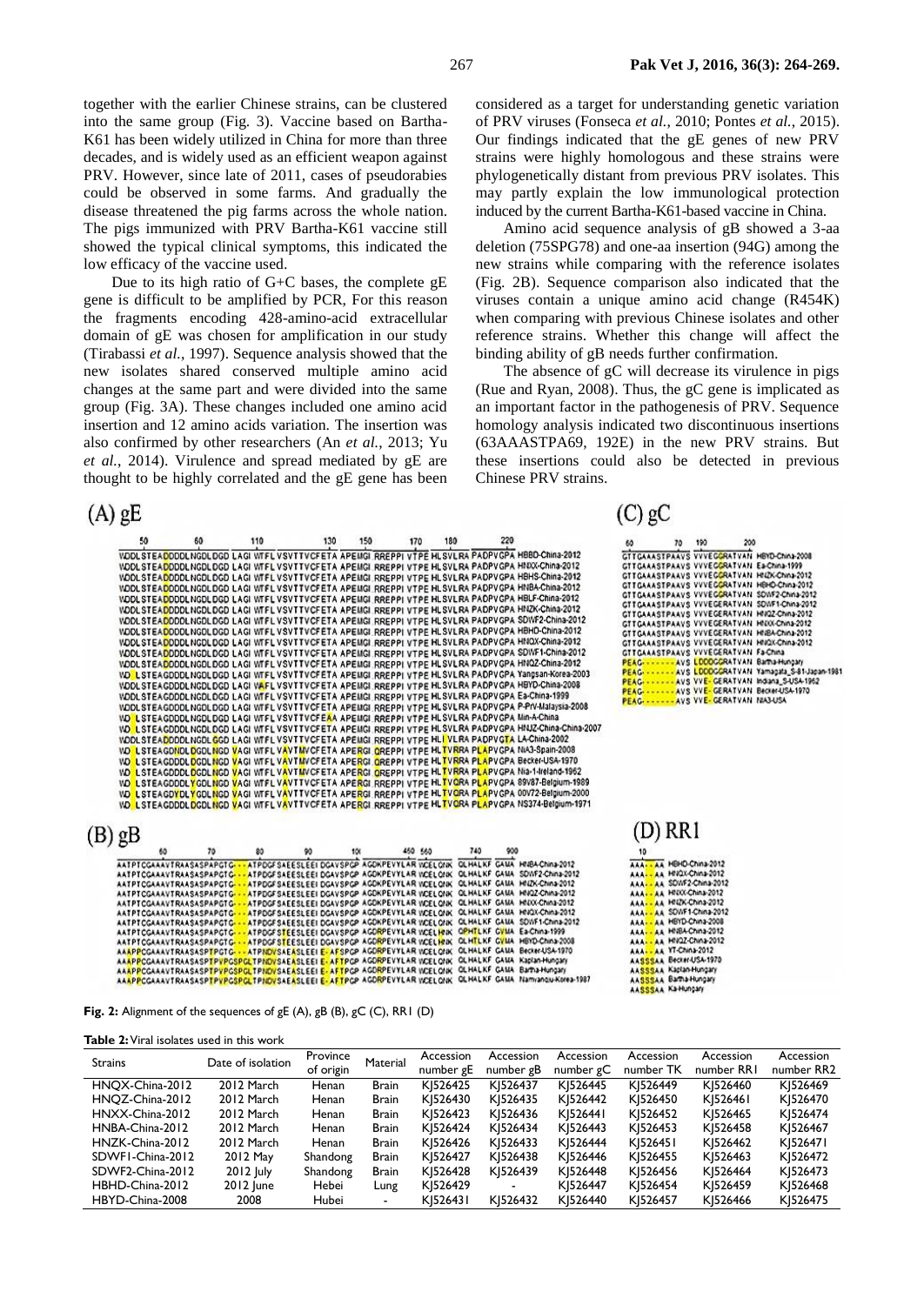together with the earlier Chinese strains, can be clustered into the same group (Fig. 3). Vaccine based on Bartha-K61 has been widely utilized in China for more than three decades, and is widely used as an efficient weapon against PRV. However, since late of 2011, cases of pseudorabies could be observed in some farms. And gradually the disease threatened the pig farms across the whole nation. The pigs immunized with PRV Bartha-K61 vaccine still showed the typical clinical symptoms, this indicated the low efficacy of the vaccine used.

Due to its high ratio of G+C bases, the complete gE gene is difficult to be amplified by PCR, For this reason the fragments encoding 428-amino-acid extracellular domain of gE was chosen for amplification in our study (Tirabassi *et al.*, 1997). Sequence analysis showed that the new isolates shared conserved multiple amino acid changes at the same part and were divided into the same group (Fig. 3A). These changes included one amino acid insertion and 12 amino acids variation. The insertion was also confirmed by other researchers (An *et al.*, 2013; Yu *et al.*, 2014). Virulence and spread mediated by gE are thought to be highly correlated and the gE gene has been considered as a target for understanding genetic variation of PRV viruses (Fonseca *et al.*, 2010; Pontes *et al.*, 2015). Our findings indicated that the gE genes of new PRV strains were highly homologous and these strains were phylogenetically distant from previous PRV isolates. This may partly explain the low immunological protection induced by the current Bartha-K61-based vaccine in China.

Amino acid sequence analysis of gB showed a 3-aa deletion (75SPG78) and one-aa insertion (94G) among the new strains while comparing with the reference isolates (Fig. 2B). Sequence comparison also indicated that the viruses contain a unique amino acid change (R454K) when comparing with previous Chinese isolates and other reference strains. Whether this change will affect the binding ability of gB needs further confirmation.

The absence of gC will decrease its virulence in pigs (Rue and Ryan, 2008). Thus, the gC gene is implicated as an important factor in the pathogenesis of PRV. Sequence homology analysis indicated two discontinuous insertions (63AAASTPA69, 192E) in the new PRV strains. But these insertions could also be detected in previous Chinese PRV strains.

(A) gE

(B) gB

(C) gC

(D) RR1

**Fig. 2:** Alignment of the sequences of gE (A), gB (B), gC (C), RR1 (D)

**Table 2:** Viral isolates used in this work

| Strains | Date of isolation | Province of origin | Material | Accession number gE | Accession number gB | Accession number gC | Accession number TK | Accession number RR1 | Accession number RR2 |
|---|---|---|---|---|---|---|---|---|---|
| HNQX-China-2012 | 2012 March | Henan | Brain | KJ526425 | KJ526437 | KJ526445 | KJ526449 | KJ526460 | KJ526469 |
| HNQZ-China-2012 | 2012 March | Henan | Brain | KJ526430 | KJ526435 | KJ526442 | KJ526450 | KJ526461 | KJ526470 |
| HNXX-China-2012 | 2012 March | Henan | Brain | KJ526423 | KJ526436 | KJ526441 | KJ526452 | KJ526465 | KJ526474 |
| HNBA-China-2012 | 2012 March | Henan | Brain | KJ526424 | KJ526434 | KJ526443 | KJ526453 | KJ526458 | KJ526467 |
| HNZK-China-2012 | 2012 March | Henan | Brain | KJ526426 | KJ526433 | KJ526444 | KJ526451 | KJ526462 | KJ526471 |
| SDWF1-China-2012 | 2012 May | Shandong | Brain | KJ526427 | KJ526438 | KJ526446 | KJ526455 | KJ526463 | KJ526472 |
| SDWF2-China-2012 | 2012 July | Shandong | Brain | KJ526428 | KJ526439 | KJ526448 | KJ526456 | KJ526464 | KJ526473 |
| HBHD-China-2012 | 2012 June | Hebei | Lung | KJ526429 | - | KJ526447 | KJ526454 | KJ526459 | KJ526468 |
| HBYD-China-2008 | 2008 | Hubei | - | KJ526431 | KJ526432 | KJ526440 | KJ526457 | KJ526466 | KJ526475 |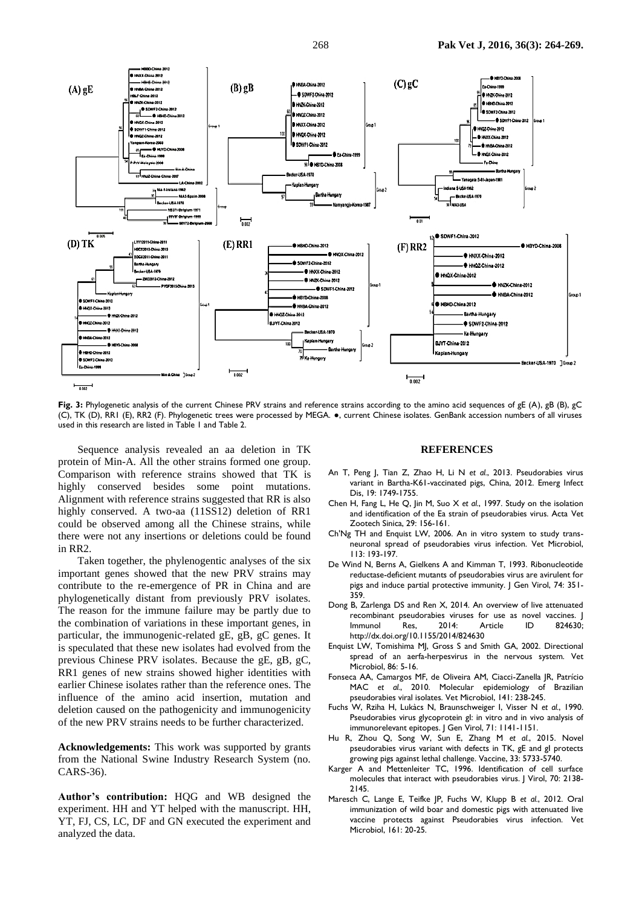**Fig. 3:** Phylogenetic analysis of the current Chinese PRV strains and reference strains according to the amino acid sequences of gE (A), gB (B), gC (C), TK (D), RR1 (E), RR2 (F). Phylogenetic trees were processed by MEGA. ●, current Chinese isolates. GenBank accession numbers of all viruses used in this research are listed in Table 1 and Table 2.

Sequence analysis revealed an aa deletion in TK protein of Min-A. All the other strains formed one group. Comparison with reference strains showed that TK is highly conserved besides some point mutations. Alignment with reference strains suggested that RR is also highly conserved. A two-aa (11SS12) deletion of RR1 could be observed among all the Chinese strains, while there were not any insertions or deletions could be found in RR2.

Taken together, the phylenogentic analyses of the six important genes showed that the new PRV strains may contribute to the re-emergence of PR in China and are phylogenetically distant from previously PRV isolates. The reason for the immune failure may be partly due to the combination of variations in these important genes, in particular, the immunogenic-related gE, gB, gC genes. It is speculated that these new isolates had evolved from the previous Chinese PRV isolates. Because the gE, gB, gC, RR1 genes of new strains showed higher identities with earlier Chinese isolates rather than the reference ones. The influence of the amino acid insertion, mutation and deletion caused on the pathogenicity and immunogenicity of the new PRV strains needs to be further characterized.

**Acknowledgements:** This work was supported by grants from the National Swine Industry Research System (no. CARS-36).

**Author's contribution:** HQG and WB designed the experiment. HH and YT helped with the manuscript. HH, YT, FJ, CS, LC, DF and GN executed the experiment and analyzed the data.

## REFERENCES

An T, Peng J, Tian Z, Zhao H, Li N *et al.*, 2013. Pseudorabies virus variant in Bartha-K61-vaccinated pigs, China, 2012. Emerg Infect Dis, 19: 1749-1755.

Chen H, Fang L, He Q, Jin M, Suo X *et al.*, 1997. Study on the isolation and identification of the Ea strain of pseudorabies virus. Acta Vet Zootech Sinica, 29: 156-161.

Ch'Ng TH and Enquist LW, 2006. An in vitro system to study trans-neuronal spread of pseudorabies virus infection. Vet Microbiol, 113: 193-197.

De Wind N, Berns A, Gielkens A and Kimman T, 1993. Ribonucleotide reductase-deficient mutants of pseudorabies virus are avirulent for pigs and induce partial protective immunity. J Gen Virol, 74: 351-359.

Dong B, Zarlenga DS and Ren X, 2014. An overview of live attenuated recombinant pseudorabies viruses for use as novel vaccines. J Immunol Res, 2014: Article ID 824630; http://dx.doi.org/10.1155/2014/824630

Enquist LW, Tomishima MJ, Gross S and Smith GA, 2002. Directional spread of an aerfa-herpesvirus in the nervous system. Vet Microbiol, 86: 5-16.

Fonseca AA, Camargos MF, de Oliveira AM, Ciacci-Zanella JR, Patrício MAC *et al.*, 2010. Molecular epidemiology of Brazilian pseudorabies viral isolates. Vet Microbiol, 141: 238-245.

Fuchs W, Rziha H, Lukàcs N, Braunschweiger I, Visser N *et al.*, 1990. Pseudorabies virus glycoprotein gI: in vitro and in vivo analysis of immunorelevant epitopes. J Gen Virol, 71: 1141-1151.

Hu R, Zhou Q, Song W, Sun E, Zhang M *et al.*, 2015. Novel pseudorabies virus variant with defects in TK, gE and gI protects growing pigs against lethal challenge. Vaccine, 33: 5733-5740.

Karger A and Mettenleiter TC, 1996. Identification of cell surface molecules that interact with pseudorabies virus. J Virol, 70: 2138-2145.

Maresch C, Lange E, Teifke JP, Fuchs W, Klupp B *et al.*, 2012. Oral immunization of wild boar and domestic pigs with attenuated live vaccine protects against Pseudorabies virus infection. Vet Microbiol, 161: 20-25.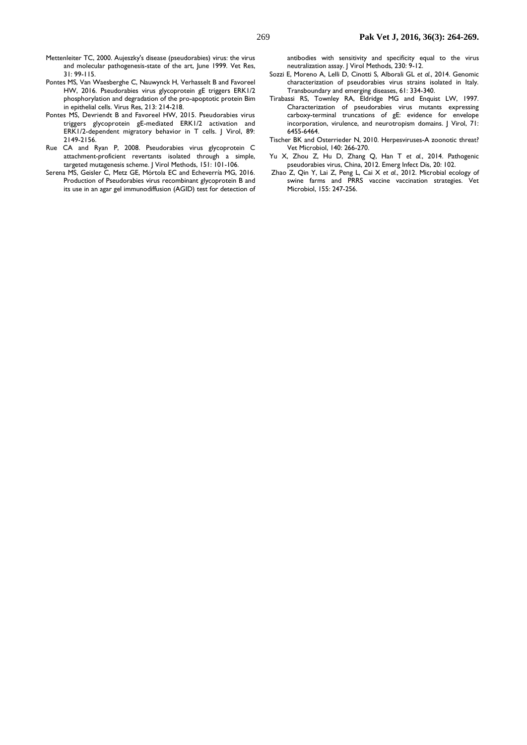Mettenleiter TC, 2000. Aujeszky's disease (pseudorabies) virus: the virus and molecular pathogenesis-state of the art, June 1999. Vet Res, 31: 99-115.

Pontes MS, Van Waesberghe C, Nauwynck H, Verhasselt B and Favoreel HW, 2016. Pseudorabies virus glycoprotein gE triggers ERK1/2 phosphorylation and degradation of the pro-apoptotic protein Bim in epithelial cells. Virus Res, 213: 214-218.

Pontes MS, Devriendt B and Favoreel HW, 2015. Pseudorabies virus triggers glycoprotein gE-mediated ERK1/2 activation and ERK1/2-dependent migratory behavior in T cells. J Virol, 89: 2149-2156.

Rue CA and Ryan P, 2008. Pseudorabies virus glycoprotein C attachment-proficient revertants isolated through a simple, targeted mutagenesis scheme. J Virol Methods, 151: 101-106.

Serena MS, Geisler C, Metz GE, Mórtola EC and Echeverría MG, 2016. Production of Pseudorabies virus recombinant glycoprotein B and its use in an agar gel immunodiffusion (AGID) test for detection of antibodies with sensitivity and specificity equal to the virus neutralization assay. J Virol Methods, 230: 9-12.

Sozzi E, Moreno A, Lelli D, Cinotti S, Alborali GL *et al.*, 2014. Genomic characterization of pseudorabies virus strains isolated in Italy. Transboundary and emerging diseases, 61: 334-340.

Tirabassi RS, Townley RA, Eldridge MG and Enquist LW, 1997. Characterization of pseudorabies virus mutants expressing carboxy-terminal truncations of gE: evidence for envelope incorporation, virulence, and neurotropism domains. J Virol, 71: 6455-6464.

Tischer BK and Osterrieder N, 2010. Herpesviruses-A zoonotic threat? Vet Microbiol, 140: 266-270.

Yu X, Zhou Z, Hu D, Zhang Q, Han T *et al.*, 2014. Pathogenic pseudorabies virus, China, 2012. Emerg Infect Dis, 20: 102.

Zhao Z, Qin Y, Lai Z, Peng L, Cai X *et al.*, 2012. Microbial ecology of swine farms and PRRS vaccine vaccination strategies. Vet Microbiol, 155: 247-256.